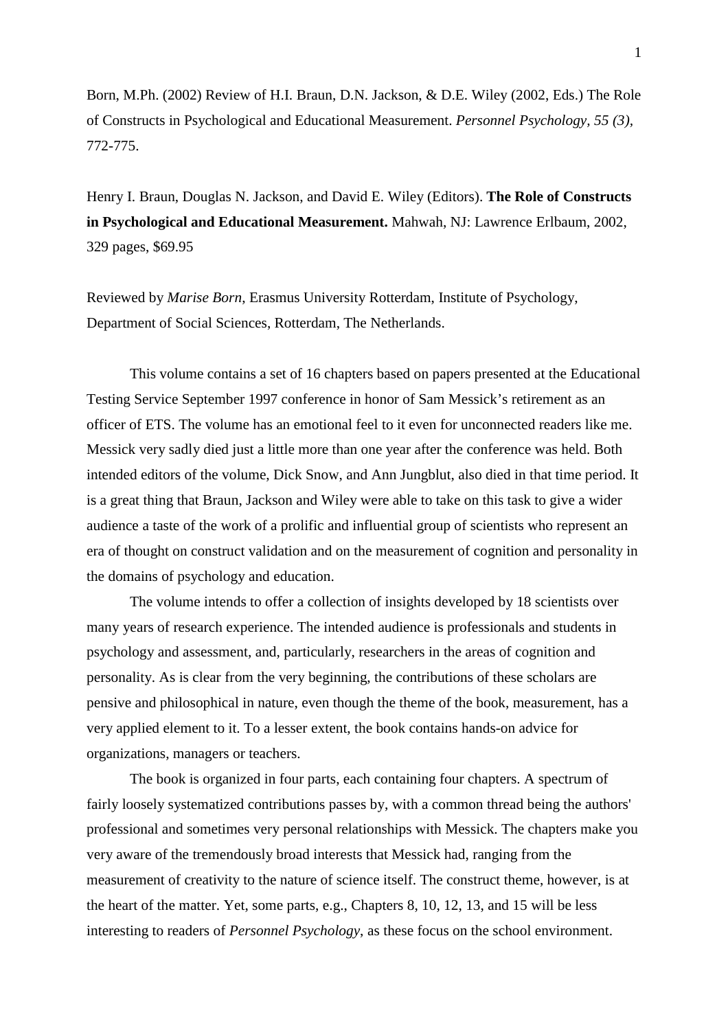Born, M.Ph. (2002) Review of H.I. Braun, D.N. Jackson, & D.E. Wiley (2002, Eds.) The Role of Constructs in Psychological and Educational Measurement. *Personnel Psychology, 55 (3),* 772-775.

Henry I. Braun, Douglas N. Jackson, and David E. Wiley (Editors). **The Role of Constructs in Psychological and Educational Measurement.** Mahwah, NJ: Lawrence Erlbaum, 2002, 329 pages, $69.95

Reviewed by *Marise Born*, Erasmus University Rotterdam, Institute of Psychology, Department of Social Sciences, Rotterdam, The Netherlands.

This volume contains a set of 16 chapters based on papers presented at the Educational Testing Service September 1997 conference in honor of Sam Messick's retirement as an officer of ETS. The volume has an emotional feel to it even for unconnected readers like me. Messick very sadly died just a little more than one year after the conference was held. Both intended editors of the volume, Dick Snow, and Ann Jungblut, also died in that time period. It is a great thing that Braun, Jackson and Wiley were able to take on this task to give a wider audience a taste of the work of a prolific and influential group of scientists who represent an era of thought on construct validation and on the measurement of cognition and personality in the domains of psychology and education.

The volume intends to offer a collection of insights developed by 18 scientists over many years of research experience. The intended audience is professionals and students in psychology and assessment, and, particularly, researchers in the areas of cognition and personality. As is clear from the very beginning, the contributions of these scholars are pensive and philosophical in nature, even though the theme of the book, measurement, has a very applied element to it. To a lesser extent, the book contains hands-on advice for organizations, managers or teachers.

The book is organized in four parts, each containing four chapters. A spectrum of fairly loosely systematized contributions passes by, with a common thread being the authors' professional and sometimes very personal relationships with Messick. The chapters make you very aware of the tremendously broad interests that Messick had, ranging from the measurement of creativity to the nature of science itself. The construct theme, however, is at the heart of the matter. Yet, some parts, e.g., Chapters 8, 10, 12, 13, and 15 will be less interesting to readers of *Personnel Psychology*, as these focus on the school environment.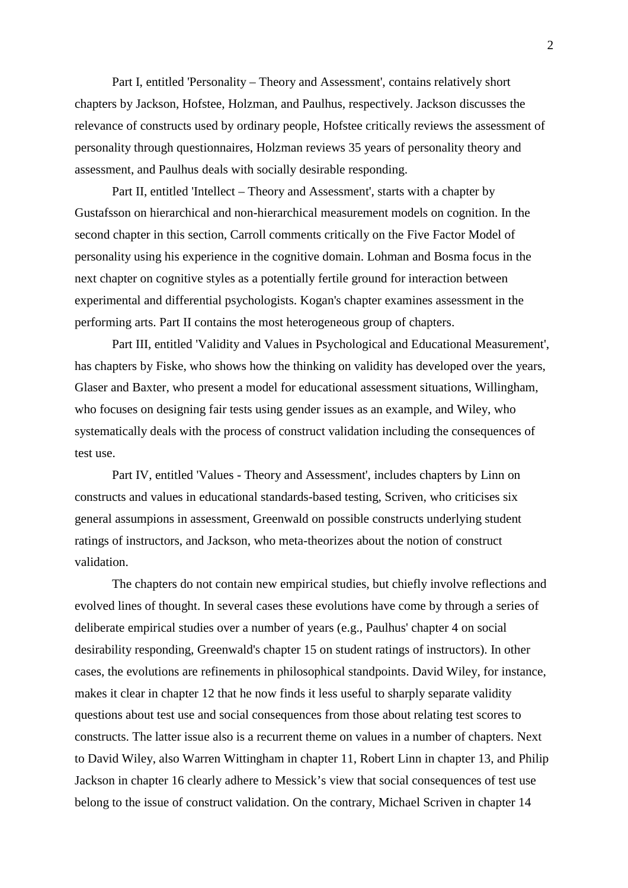Part I, entitled 'Personality – Theory and Assessment', contains relatively short chapters by Jackson, Hofstee, Holzman, and Paulhus, respectively. Jackson discusses the relevance of constructs used by ordinary people, Hofstee critically reviews the assessment of personality through questionnaires, Holzman reviews 35 years of personality theory and assessment, and Paulhus deals with socially desirable responding.

Part II, entitled 'Intellect – Theory and Assessment', starts with a chapter by Gustafsson on hierarchical and non-hierarchical measurement models on cognition. In the second chapter in this section, Carroll comments critically on the Five Factor Model of personality using his experience in the cognitive domain. Lohman and Bosma focus in the next chapter on cognitive styles as a potentially fertile ground for interaction between experimental and differential psychologists. Kogan's chapter examines assessment in the performing arts. Part II contains the most heterogeneous group of chapters.

Part III, entitled 'Validity and Values in Psychological and Educational Measurement', has chapters by Fiske, who shows how the thinking on validity has developed over the years, Glaser and Baxter, who present a model for educational assessment situations, Willingham, who focuses on designing fair tests using gender issues as an example, and Wiley, who systematically deals with the process of construct validation including the consequences of test use.

Part IV, entitled 'Values - Theory and Assessment', includes chapters by Linn on constructs and values in educational standards-based testing, Scriven, who criticises six general assumpions in assessment, Greenwald on possible constructs underlying student ratings of instructors, and Jackson, who meta-theorizes about the notion of construct validation.

The chapters do not contain new empirical studies, but chiefly involve reflections and evolved lines of thought. In several cases these evolutions have come by through a series of deliberate empirical studies over a number of years (e.g., Paulhus' chapter 4 on social desirability responding, Greenwald's chapter 15 on student ratings of instructors). In other cases, the evolutions are refinements in philosophical standpoints. David Wiley, for instance, makes it clear in chapter 12 that he now finds it less useful to sharply separate validity questions about test use and social consequences from those about relating test scores to constructs. The latter issue also is a recurrent theme on values in a number of chapters. Next to David Wiley, also Warren Wittingham in chapter 11, Robert Linn in chapter 13, and Philip Jackson in chapter 16 clearly adhere to Messick's view that social consequences of test use belong to the issue of construct validation. On the contrary, Michael Scriven in chapter 14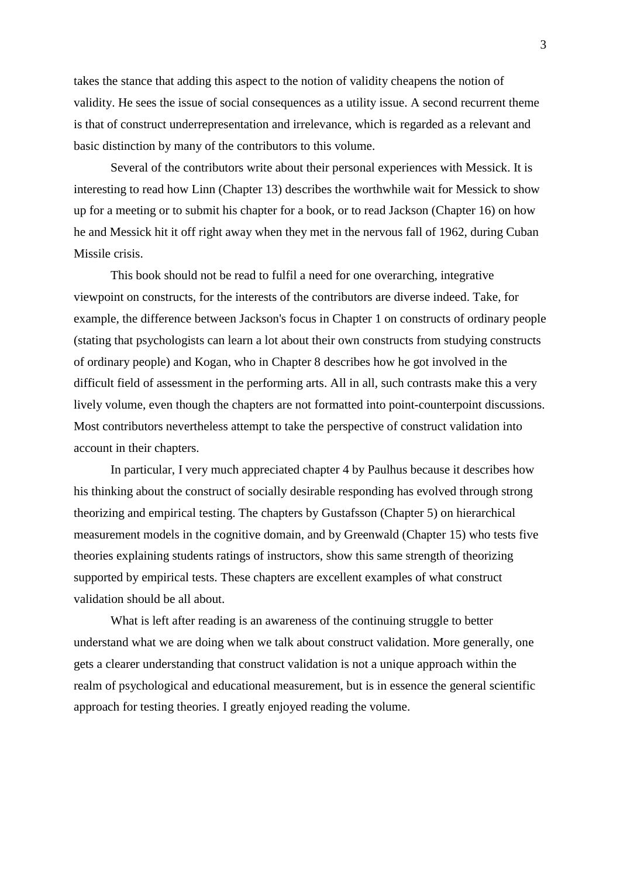takes the stance that adding this aspect to the notion of validity cheapens the notion of validity. He sees the issue of social consequences as a utility issue. A second recurrent theme is that of construct underrepresentation and irrelevance, which is regarded as a relevant and basic distinction by many of the contributors to this volume.

Several of the contributors write about their personal experiences with Messick. It is interesting to read how Linn (Chapter 13) describes the worthwhile wait for Messick to show up for a meeting or to submit his chapter for a book, or to read Jackson (Chapter 16) on how he and Messick hit it off right away when they met in the nervous fall of 1962, during Cuban Missile crisis.

This book should not be read to fulfil a need for one overarching, integrative viewpoint on constructs, for the interests of the contributors are diverse indeed. Take, for example, the difference between Jackson's focus in Chapter 1 on constructs of ordinary people (stating that psychologists can learn a lot about their own constructs from studying constructs of ordinary people) and Kogan, who in Chapter 8 describes how he got involved in the difficult field of assessment in the performing arts. All in all, such contrasts make this a very lively volume, even though the chapters are not formatted into point-counterpoint discussions. Most contributors nevertheless attempt to take the perspective of construct validation into account in their chapters.

In particular, I very much appreciated chapter 4 by Paulhus because it describes how his thinking about the construct of socially desirable responding has evolved through strong theorizing and empirical testing. The chapters by Gustafsson (Chapter 5) on hierarchical measurement models in the cognitive domain, and by Greenwald (Chapter 15) who tests five theories explaining students ratings of instructors, show this same strength of theorizing supported by empirical tests. These chapters are excellent examples of what construct validation should be all about.

What is left after reading is an awareness of the continuing struggle to better understand what we are doing when we talk about construct validation. More generally, one gets a clearer understanding that construct validation is not a unique approach within the realm of psychological and educational measurement, but is in essence the general scientific approach for testing theories. I greatly enjoyed reading the volume.